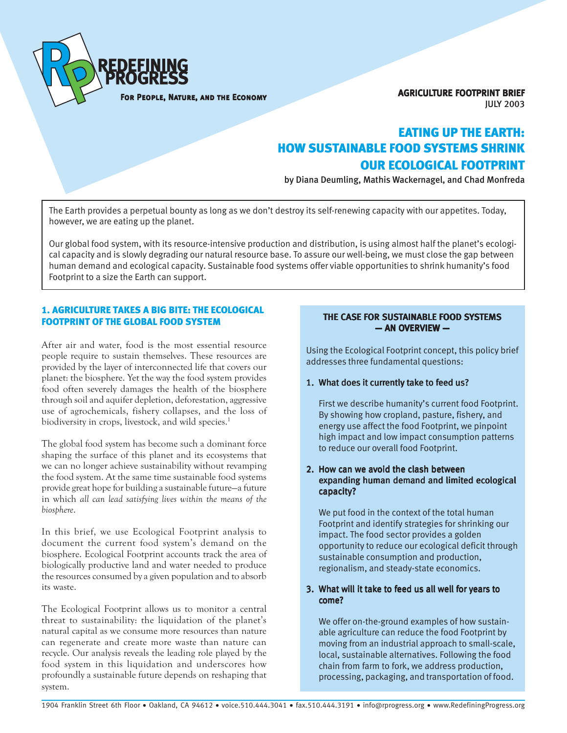REDEFINING PROGRESS

For People, Nature, and the Economy

**AGRICULTURE FOOTPRINT BRIEF**
JULY 2003

# EATING UP THE EARTH: HOW SUSTAINABLE FOOD SYSTEMS SHRINK OUR ECOLOGICAL FOOTPRINT

by Diana Deumling, Mathis Wackernagel, and Chad Monfreda

The Earth provides a perpetual bounty as long as we don't destroy its self-renewing capacity with our appetites. Today, however, we are eating up the planet.

Our global food system, with its resource-intensive production and distribution, is using almost half the planet's ecological capacity and is slowly degrading our natural resource base. To assure our well-being, we must close the gap between human demand and ecological capacity. Sustainable food systems offer viable opportunities to shrink humanity's food Footprint to a size the Earth can support.

## 1. AGRICULTURE TAKES A BIG BITE: THE ECOLOGICAL FOOTPRINT OF THE GLOBAL FOOD SYSTEM

After air and water, food is the most essential resource people require to sustain themselves. These resources are provided by the layer of interconnected life that covers our planet: the biosphere. Yet the way the food system provides food often severely damages the health of the biosphere through soil and aquifer depletion, deforestation, aggressive use of agrochemicals, fishery collapses, and the loss of biodiversity in crops, livestock, and wild species.[1]

The global food system has become such a dominant force shaping the surface of this planet and its ecosystems that we can no longer achieve sustainability without revamping the food system. At the same time sustainable food systems provide great hope for building a sustainable future—a future in which *all can lead satisfying lives within the means of the biosphere*.

In this brief, we use Ecological Footprint analysis to document the current food system's demand on the biosphere. Ecological Footprint accounts track the area of biologically productive land and water needed to produce the resources consumed by a given population and to absorb its waste.

The Ecological Footprint allows us to monitor a central threat to sustainability: the liquidation of the planet's natural capital as we consume more resources than nature can regenerate and create more waste than nature can recycle. Our analysis reveals the leading role played by the food system in this liquidation and underscores how profoundly a sustainable future depends on reshaping that system.

### THE CASE FOR SUSTAINABLE FOOD SYSTEMS — AN OVERVIEW —

Using the Ecological Footprint concept, this policy brief addresses three fundamental questions:

1. **What does it currently take to feed us?**

   First we describe humanity's current food Footprint. By showing how cropland, pasture, fishery, and energy use affect the food Footprint, we pinpoint high impact and low impact consumption patterns to reduce our overall food Footprint.

2. **How can we avoid the clash between expanding human demand and limited ecological capacity?**

   We put food in the context of the total human Footprint and identify strategies for shrinking our impact. The food sector provides a golden opportunity to reduce our ecological deficit through sustainable consumption and production, regionalism, and steady-state economics.

3. **What will it take to feed us all well for years to come?**

   We offer on-the-ground examples of how sustainable agriculture can reduce the food Footprint by moving from an industrial approach to small-scale, local, sustainable alternatives. Following the food chain from farm to fork, we address production, processing, packaging, and transportation of food.

1904 Franklin Street 6th Floor • Oakland, CA 94612 • voice.510.444.3041 • fax.510.444.3191 • info@rprogress.org • www.RedefiningProgress.org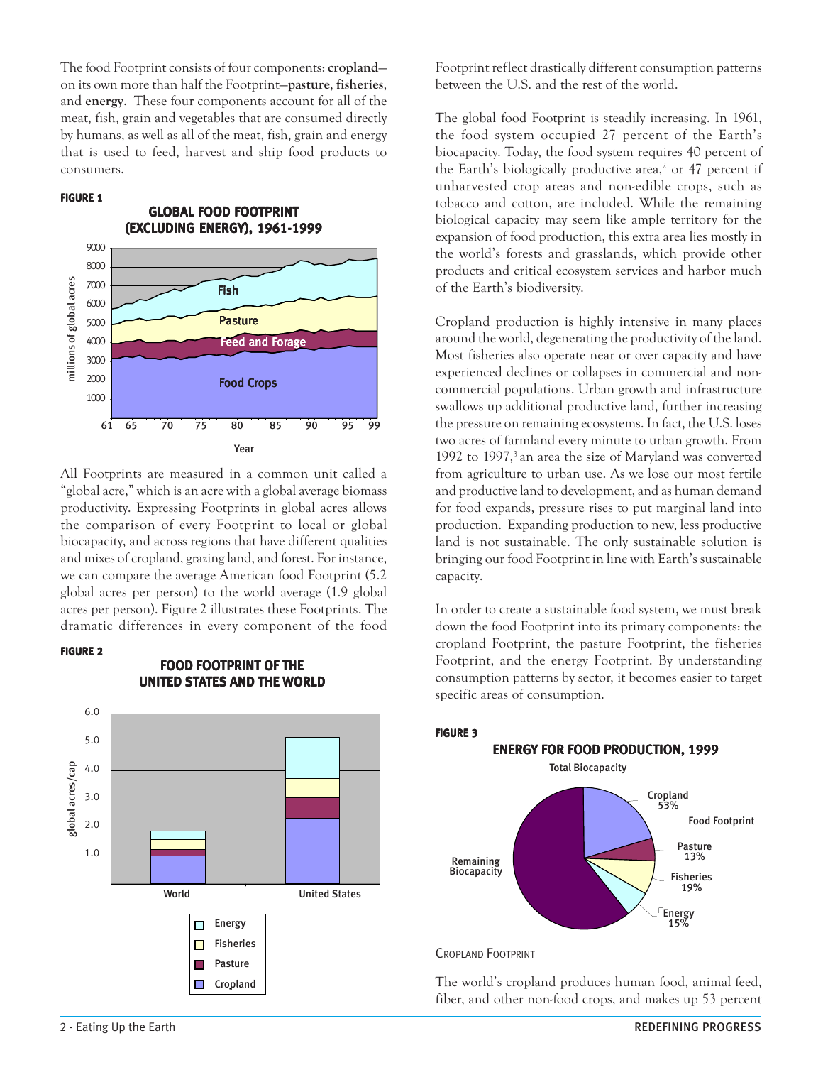The food Footprint consists of four components: **cropland**—on its own more than half the Footprint—**pasture**, **fisheries**, and **energy**. These four components account for all of the meat, fish, grain and vegetables that are consumed directly by humans, as well as all of the meat, fish, grain and energy that is used to feed, harvest and ship food products to consumers.

**FIGURE 1**

**GLOBAL FOOD FOOTPRINT (EXCLUDING ENERGY), 1961-1999**

All Footprints are measured in a common unit called a "global acre," which is an acre with a global average biomass productivity. Expressing Footprints in global acres allows the comparison of every Footprint to local or global biocapacity, and across regions that have different qualities and mixes of cropland, grazing land, and forest. For instance, we can compare the average American food Footprint (5.2 global acres per person) to the world average (1.9 global acres per person). Figure 2 illustrates these Footprints. The dramatic differences in every component of the food Footprint reflect drastically different consumption patterns between the U.S. and the rest of the world.

**FIGURE 2**

**FOOD FOOTPRINT OF THE UNITED STATES AND THE WORLD**

The global food Footprint is steadily increasing. In 1961, the food system occupied 27 percent of the Earth's biocapacity. Today, the food system requires 40 percent of the Earth's biologically productive area,[2] or 47 percent if unharvested crop areas and non-edible crops, such as tobacco and cotton, are included. While the remaining biological capacity may seem like ample territory for the expansion of food production, this extra area lies mostly in the world's forests and grasslands, which provide other products and critical ecosystem services and harbor much of the Earth's biodiversity.

Cropland production is highly intensive in many places around the world, degenerating the productivity of the land. Most fisheries also operate near or over capacity and have experienced declines or collapses in commercial and non-commercial populations. Urban growth and infrastructure swallows up additional productive land, further increasing the pressure on remaining ecosystems. In fact, the U.S. loses two acres of farmland every minute to urban growth. From 1992 to 1997,[3] an area the size of Maryland was converted from agriculture to urban use. As we lose our most fertile and productive land to development, and as human demand for food expands, pressure rises to put marginal land into production. Expanding production to new, less productive land is not sustainable. The only sustainable solution is bringing our food Footprint in line with Earth's sustainable capacity.

In order to create a sustainable food system, we must break down the food Footprint into its primary components: the cropland Footprint, the pasture Footprint, the fisheries Footprint, and the energy Footprint. By understanding consumption patterns by sector, it becomes easier to target specific areas of consumption.

**FIGURE 3**

**ENERGY FOR FOOD PRODUCTION, 1999**

### Cropland Footprint

The world's cropland produces human food, animal feed, fiber, and other non-food crops, and makes up 53 percent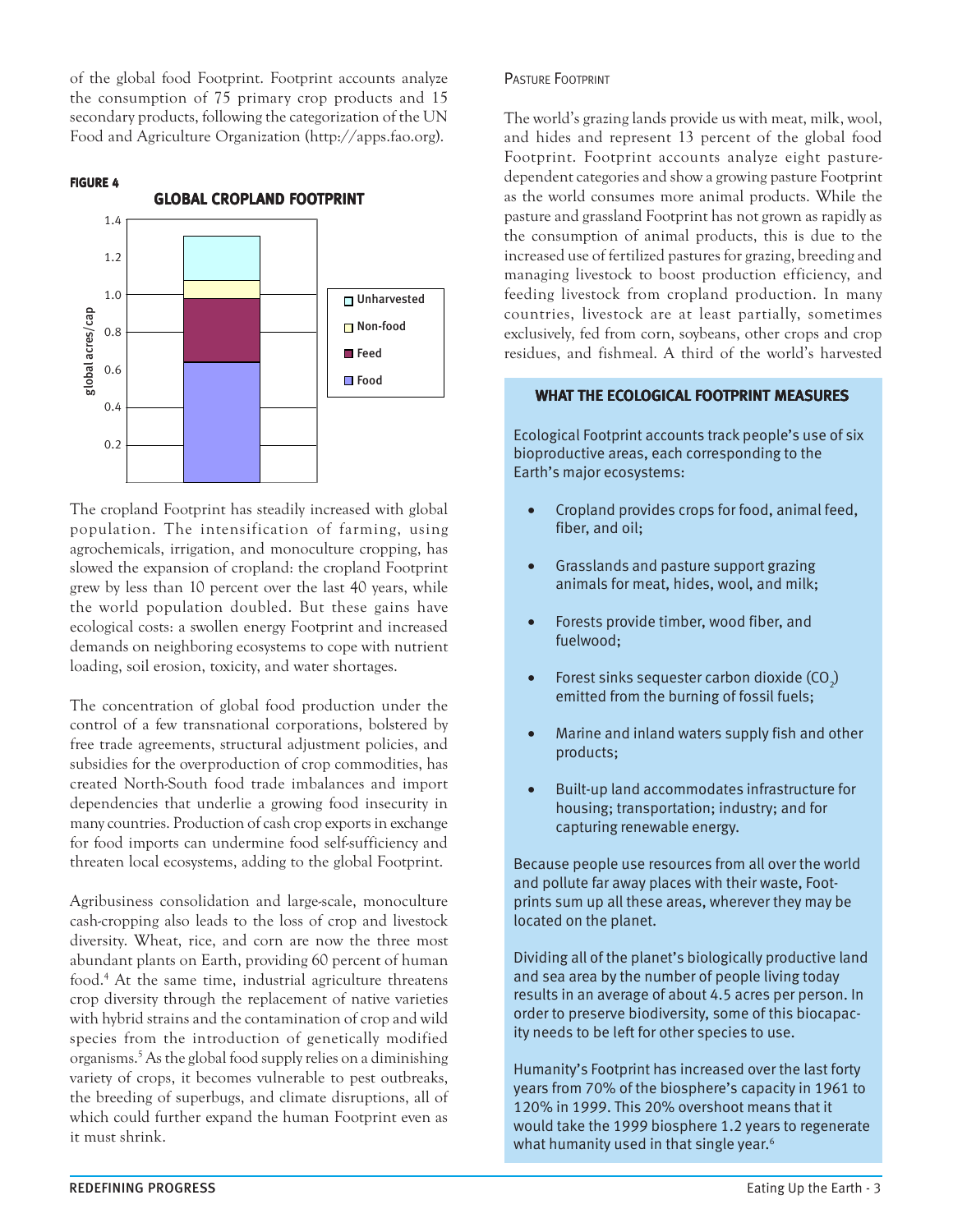of the global food Footprint. Footprint accounts analyze the consumption of 75 primary crop products and 15 secondary products, following the categorization of the UN Food and Agriculture Organization (http://apps.fao.org).

**FIGURE 4**

**GLOBAL CROPLAND FOOTPRINT**

The cropland Footprint has steadily increased with global population. The intensification of farming, using agrochemicals, irrigation, and monoculture cropping, has slowed the expansion of cropland: the cropland Footprint grew by less than 10 percent over the last 40 years, while the world population doubled. But these gains have ecological costs: a swollen energy Footprint and increased demands on neighboring ecosystems to cope with nutrient loading, soil erosion, toxicity, and water shortages.

The concentration of global food production under the control of a few transnational corporations, bolstered by free trade agreements, structural adjustment policies, and subsidies for the overproduction of crop commodities, has created North-South food trade imbalances and import dependencies that underlie a growing food insecurity in many countries. Production of cash crop exports in exchange for food imports can undermine food self-sufficiency and threaten local ecosystems, adding to the global Footprint.

Agribusiness consolidation and large-scale, monoculture cash-cropping also leads to the loss of crop and livestock diversity. Wheat, rice, and corn are now the three most abundant plants on Earth, providing 60 percent of human food.[4] At the same time, industrial agriculture threatens crop diversity through the replacement of native varieties with hybrid strains and the contamination of crop and wild species from the introduction of genetically modified organisms.[5] As the global food supply relies on a diminishing variety of crops, it becomes vulnerable to pest outbreaks, the breeding of superbugs, and climate disruptions, all of which could further expand the human Footprint even as it must shrink.

### Pasture Footprint

The world's grazing lands provide us with meat, milk, wool, and hides and represent 13 percent of the global food Footprint. Footprint accounts analyze eight pasture-dependent categories and show a growing pasture Footprint as the world consumes more animal products. While the pasture and grassland Footprint has not grown as rapidly as the consumption of animal products, this is due to the increased use of fertilized pastures for grazing, breeding and managing livestock to boost production efficiency, and feeding livestock from cropland production. In many countries, livestock are at least partially, sometimes exclusively, fed from corn, soybeans, other crops and crop residues, and fishmeal. A third of the world's harvested

---

**WHAT THE ECOLOGICAL FOOTPRINT MEASURES**

Ecological Footprint accounts track people's use of six bioproductive areas, each corresponding to the Earth's major ecosystems:

- Cropland provides crops for food, animal feed, fiber, and oil;
- Grasslands and pasture support grazing animals for meat, hides, wool, and milk;
- Forests provide timber, wood fiber, and fuelwood;
- Forest sinks sequester carbon dioxide ($CO_2$) emitted from the burning of fossil fuels;
- Marine and inland waters supply fish and other products;
- Built-up land accommodates infrastructure for housing; transportation; industry; and for capturing renewable energy.

Because people use resources from all over the world and pollute far away places with their waste, Footprints sum up all these areas, wherever they may be located on the planet.

Dividing all of the planet's biologically productive land and sea area by the number of people living today results in an average of about 4.5 acres per person. In order to preserve biodiversity, some of this biocapacity needs to be left for other species to use.

Humanity's Footprint has increased over the last forty years from 70% of the biosphere's capacity in 1961 to 120% in 1999. This 20% overshoot means that it would take the 1999 biosphere 1.2 years to regenerate what humanity used in that single year.[6]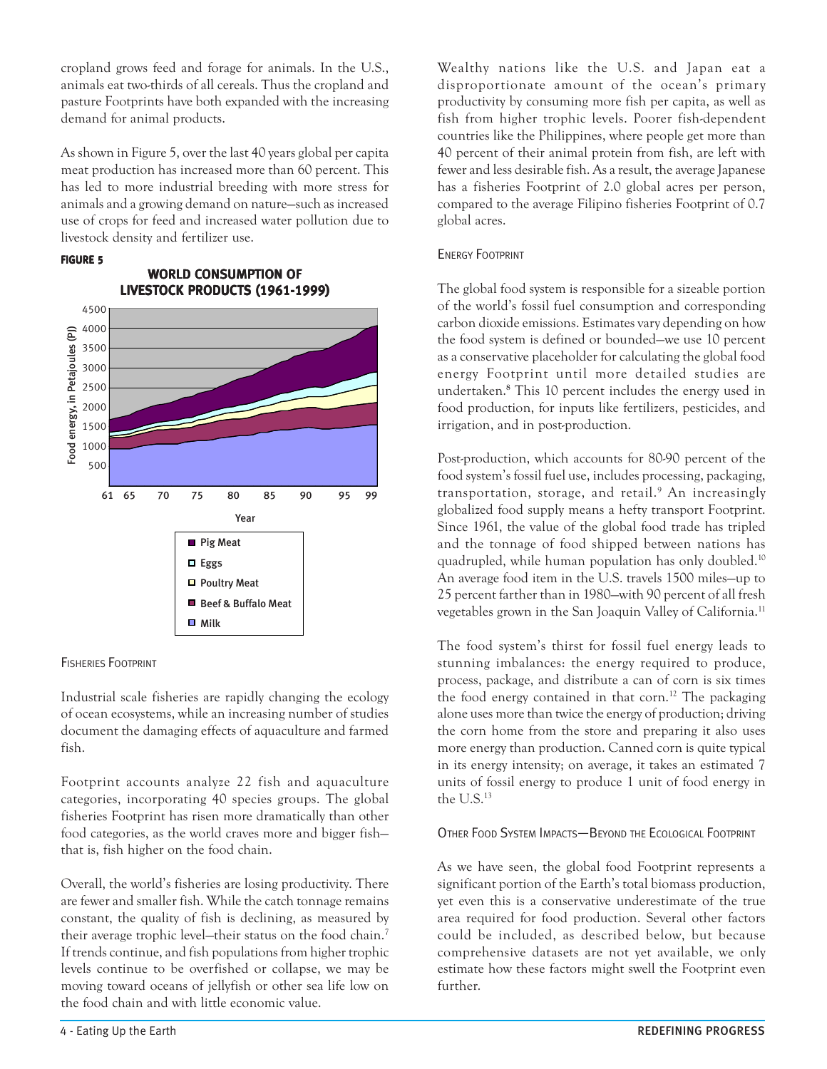cropland grows feed and forage for animals. In the U.S., animals eat two-thirds of all cereals. Thus the cropland and pasture Footprints have both expanded with the increasing demand for animal products.

As shown in Figure 5, over the last 40 years global per capita meat production has increased more than 60 percent. This has led to more industrial breeding with more stress for animals and a growing demand on nature—such as increased use of crops for feed and increased water pollution due to livestock density and fertilizer use.

**FIGURE 5**

**WORLD CONSUMPTION OF LIVESTOCK PRODUCTS (1961-1999)**

Food energy, in Petajoules (PJ)

Year

- Pig Meat
- Eggs
- Poultry Meat
- Beef & Buffalo Meat
- Milk

### Fisheries Footprint

Industrial scale fisheries are rapidly changing the ecology of ocean ecosystems, while an increasing number of studies document the damaging effects of aquaculture and farmed fish.

Footprint accounts analyze 22 fish and aquaculture categories, incorporating 40 species groups. The global fisheries Footprint has risen more dramatically than other food categories, as the world craves more and bigger fish—that is, fish higher on the food chain.

Overall, the world's fisheries are losing productivity. There are fewer and smaller fish. While the catch tonnage remains constant, the quality of fish is declining, as measured by their average trophic level—their status on the food chain.[7] If trends continue, and fish populations from higher trophic levels continue to be overfished or collapse, we may be moving toward oceans of jellyfish or other sea life low on the food chain and with little economic value.

Wealthy nations like the U.S. and Japan eat a disproportionate amount of the ocean's primary productivity by consuming more fish per capita, as well as fish from higher trophic levels. Poorer fish-dependent countries like the Philippines, where people get more than 40 percent of their animal protein from fish, are left with fewer and less desirable fish. As a result, the average Japanese has a fisheries Footprint of 2.0 global acres per person, compared to the average Filipino fisheries Footprint of 0.7 global acres.

### Energy Footprint

The global food system is responsible for a sizeable portion of the world's fossil fuel consumption and corresponding carbon dioxide emissions. Estimates vary depending on how the food system is defined or bounded—we use 10 percent as a conservative placeholder for calculating the global food energy Footprint until more detailed studies are undertaken.[8] This 10 percent includes the energy used in food production, for inputs like fertilizers, pesticides, and irrigation, and in post-production.

Post-production, which accounts for 80-90 percent of the food system's fossil fuel use, includes processing, packaging, transportation, storage, and retail.[9] An increasingly globalized food supply means a hefty transport Footprint. Since 1961, the value of the global food trade has tripled and the tonnage of food shipped between nations has quadrupled, while human population has only doubled.[10] An average food item in the U.S. travels 1500 miles—up to 25 percent farther than in 1980—with 90 percent of all fresh vegetables grown in the San Joaquin Valley of California.[11]

The food system's thirst for fossil fuel energy leads to stunning imbalances: the energy required to produce, process, package, and distribute a can of corn is six times the food energy contained in that corn.[12] The packaging alone uses more than twice the energy of production; driving the corn home from the store and preparing it also uses more energy than production. Canned corn is quite typical in its energy intensity; on average, it takes an estimated 7 units of fossil energy to produce 1 unit of food energy in the U.S.[13]

### Other Food System Impacts—Beyond the Ecological Footprint

As we have seen, the global food Footprint represents a significant portion of the Earth's total biomass production, yet even this is a conservative underestimate of the true area required for food production. Several other factors could be included, as described below, but because comprehensive datasets are not yet available, we only estimate how these factors might swell the Footprint even further.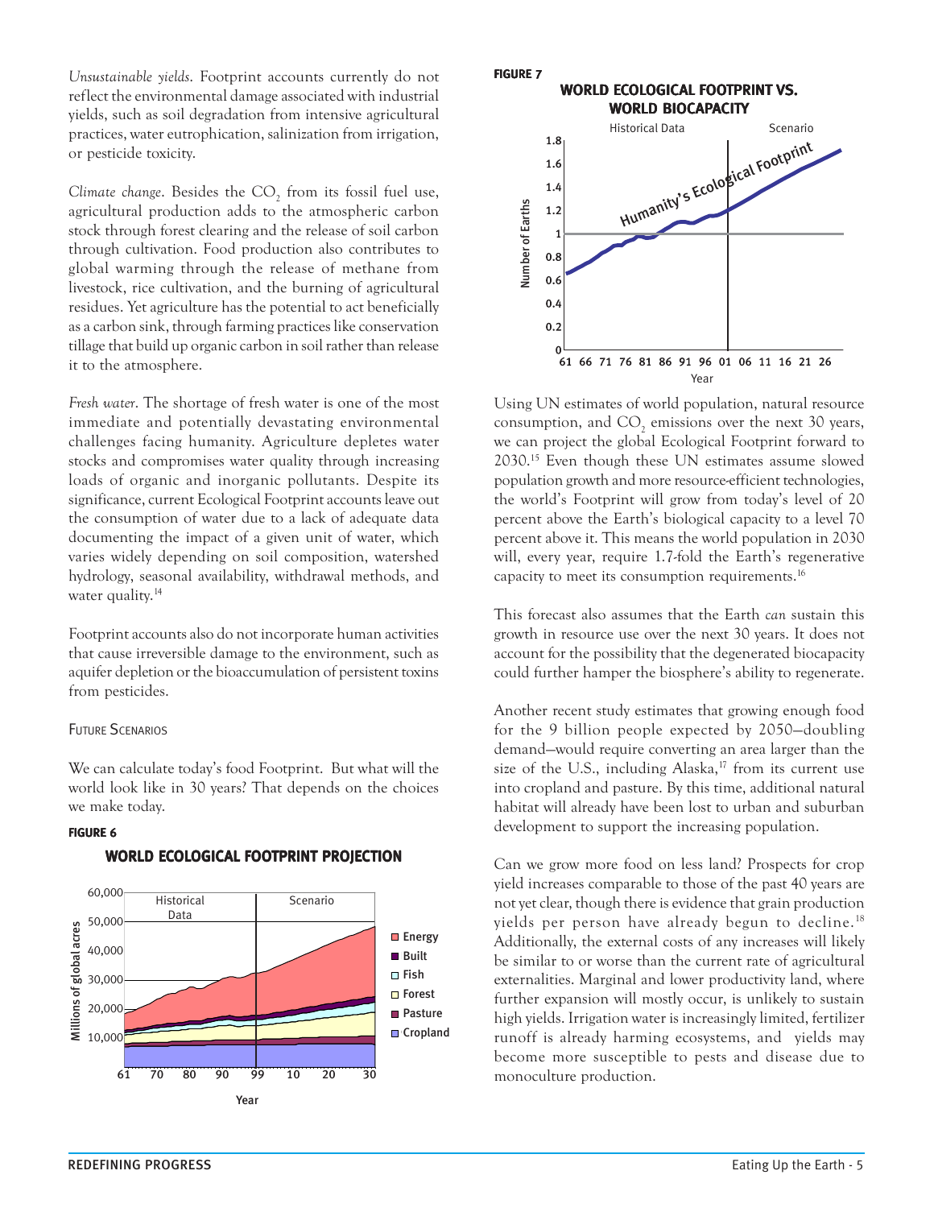*Unsustainable yields.* Footprint accounts currently do not reflect the environmental damage associated with industrial yields, such as soil degradation from intensive agricultural practices, water eutrophication, salinization from irrigation, or pesticide toxicity.

*Climate change.* Besides the $CO_2$ from its fossil fuel use, agricultural production adds to the atmospheric carbon stock through forest clearing and the release of soil carbon through cultivation. Food production also contributes to global warming through the release of methane from livestock, rice cultivation, and the burning of agricultural residues. Yet agriculture has the potential to act beneficially as a carbon sink, through farming practices like conservation tillage that build up organic carbon in soil rather than release it to the atmosphere.

*Fresh water.* The shortage of fresh water is one of the most immediate and potentially devastating environmental challenges facing humanity. Agriculture depletes water stocks and compromises water quality through increasing loads of organic and inorganic pollutants. Despite its significance, current Ecological Footprint accounts leave out the consumption of water due to a lack of adequate data documenting the impact of a given unit of water, which varies widely depending on soil composition, watershed hydrology, seasonal availability, withdrawal methods, and water quality.[14]

Footprint accounts also do not incorporate human activities that cause irreversible damage to the environment, such as aquifer depletion or the bioaccumulation of persistent toxins from pesticides.

### Future Scenarios

We can calculate today's food Footprint. But what will the world look like in 30 years? That depends on the choices we make today.

**FIGURE 6**

**WORLD ECOLOGICAL FOOTPRINT PROJECTION**

**FIGURE 7**

**WORLD ECOLOGICAL FOOTPRINT VS. WORLD BIOCAPACITY**

Using UN estimates of world population, natural resource consumption, and $CO_2$ emissions over the next 30 years, we can project the global Ecological Footprint forward to 2030.[15] Even though these UN estimates assume slowed population growth and more resource-efficient technologies, the world's Footprint will grow from today's level of 20 percent above the Earth's biological capacity to a level 70 percent above it. This means the world population in 2030 will, every year, require 1.7-fold the Earth's regenerative capacity to meet its consumption requirements.[16]

This forecast also assumes that the Earth *can* sustain this growth in resource use over the next 30 years. It does not account for the possibility that the degenerated biocapacity could further hamper the biosphere's ability to regenerate.

Another recent study estimates that growing enough food for the 9 billion people expected by 2050—doubling demand—would require converting an area larger than the size of the U.S., including Alaska,[17] from its current use into cropland and pasture. By this time, additional natural habitat will already have been lost to urban and suburban development to support the increasing population.

Can we grow more food on less land? Prospects for crop yield increases comparable to those of the past 40 years are not yet clear, though there is evidence that grain production yields per person have already begun to decline.[18] Additionally, the external costs of any increases will likely be similar to or worse than the current rate of agricultural externalities. Marginal and lower productivity land, where further expansion will mostly occur, is unlikely to sustain high yields. Irrigation water is increasingly limited, fertilizer runoff is already harming ecosystems, and yields may become more susceptible to pests and disease due to monoculture production.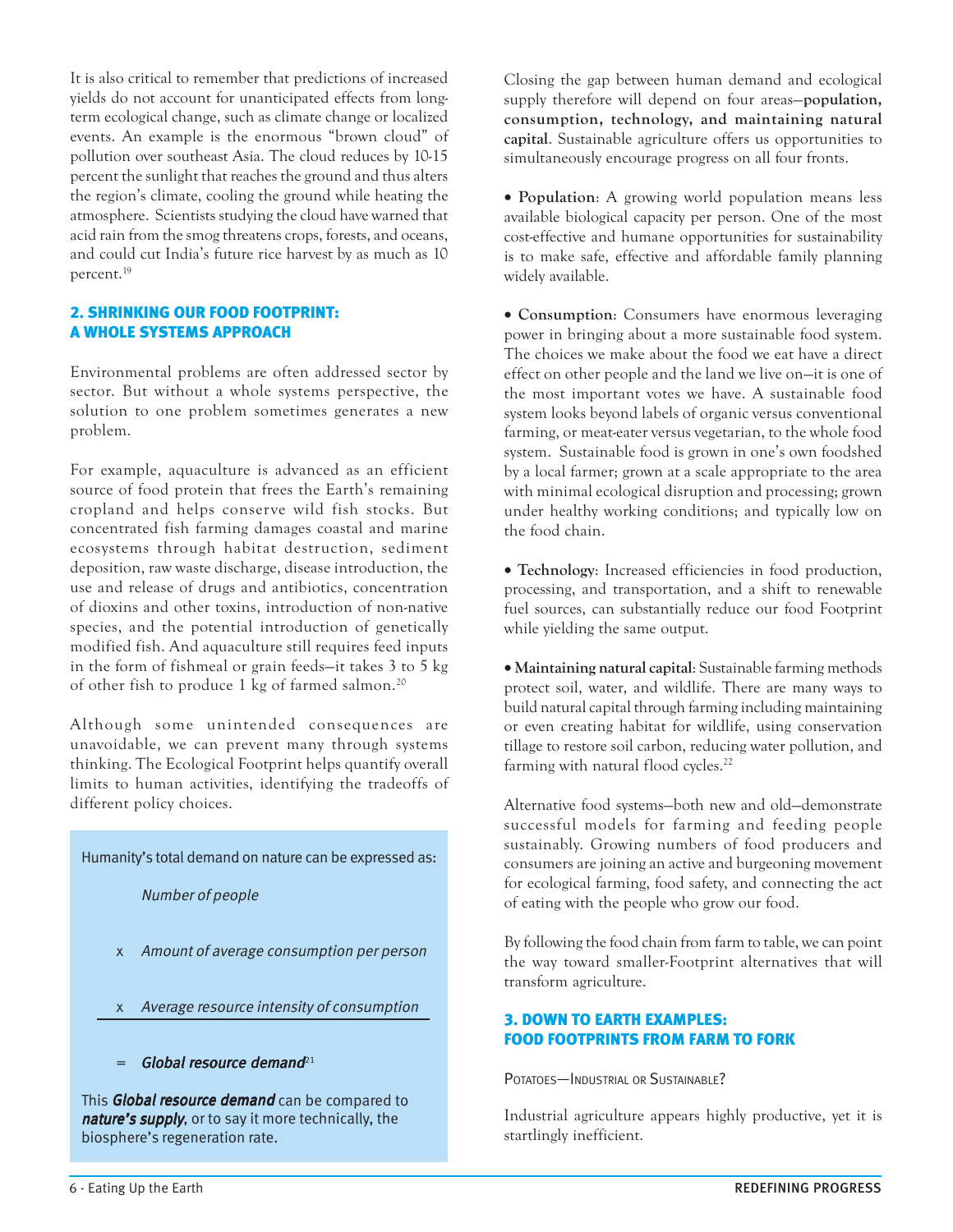It is also critical to remember that predictions of increased yields do not account for unanticipated effects from long-term ecological change, such as climate change or localized events. An example is the enormous "brown cloud" of pollution over southeast Asia. The cloud reduces by 10-15 percent the sunlight that reaches the ground and thus alters the region's climate, cooling the ground while heating the atmosphere. Scientists studying the cloud have warned that acid rain from the smog threatens crops, forests, and oceans, and could cut India's future rice harvest by as much as 10 percent.[19]

## 2. SHRINKING OUR FOOD FOOTPRINT: A WHOLE SYSTEMS APPROACH

Environmental problems are often addressed sector by sector. But without a whole systems perspective, the solution to one problem sometimes generates a new problem.

For example, aquaculture is advanced as an efficient source of food protein that frees the Earth's remaining cropland and helps conserve wild fish stocks. But concentrated fish farming damages coastal and marine ecosystems through habitat destruction, sediment deposition, raw waste discharge, disease introduction, the use and release of drugs and antibiotics, concentration of dioxins and other toxins, introduction of non-native species, and the potential introduction of genetically modified fish. And aquaculture still requires feed inputs in the form of fishmeal or grain feeds—it takes 3 to 5 kg of other fish to produce 1 kg of farmed salmon.[20]

Although some unintended consequences are unavoidable, we can prevent many through systems thinking. The Ecological Footprint helps quantify overall limits to human activities, identifying the tradeoffs of different policy choices.

> Humanity's total demand on nature can be expressed as:
>
> *Number of people*
>
> x *Amount of average consumption per person*
>
> x *Average resource intensity of consumption*
>
> = ***Global resource demand***[21]
>
> This ***Global resource demand*** can be compared to ***nature's supply***, or to say it more technically, the biosphere's regeneration rate.

Closing the gap between human demand and ecological supply therefore will depend on four areas—**population, consumption, technology, and maintaining natural capital**. Sustainable agriculture offers us opportunities to simultaneously encourage progress on all four fronts.

- **Population**: A growing world population means less available biological capacity per person. One of the most cost-effective and humane opportunities for sustainability is to make safe, effective and affordable family planning widely available.

- **Consumption**: Consumers have enormous leveraging power in bringing about a more sustainable food system. The choices we make about the food we eat have a direct effect on other people and the land we live on—it is one of the most important votes we have. A sustainable food system looks beyond labels of organic versus conventional farming, or meat-eater versus vegetarian, to the whole food system. Sustainable food is grown in one's own foodshed by a local farmer; grown at a scale appropriate to the area with minimal ecological disruption and processing; grown under healthy working conditions; and typically low on the food chain.

- **Technology**: Increased efficiencies in food production, processing, and transportation, and a shift to renewable fuel sources, can substantially reduce our food Footprint while yielding the same output.

- **Maintaining natural capital**: Sustainable farming methods protect soil, water, and wildlife. There are many ways to build natural capital through farming including maintaining or even creating habitat for wildlife, using conservation tillage to restore soil carbon, reducing water pollution, and farming with natural flood cycles.[22]

Alternative food systems—both new and old—demonstrate successful models for farming and feeding people sustainably. Growing numbers of food producers and consumers are joining an active and burgeoning movement for ecological farming, food safety, and connecting the act of eating with the people who grow our food.

By following the food chain from farm to table, we can point the way toward smaller-Footprint alternatives that will transform agriculture.

## 3. DOWN TO EARTH EXAMPLES: FOOD FOOTPRINTS FROM FARM TO FORK

### Potatoes—Industrial or Sustainable?

Industrial agriculture appears highly productive, yet it is startlingly inefficient.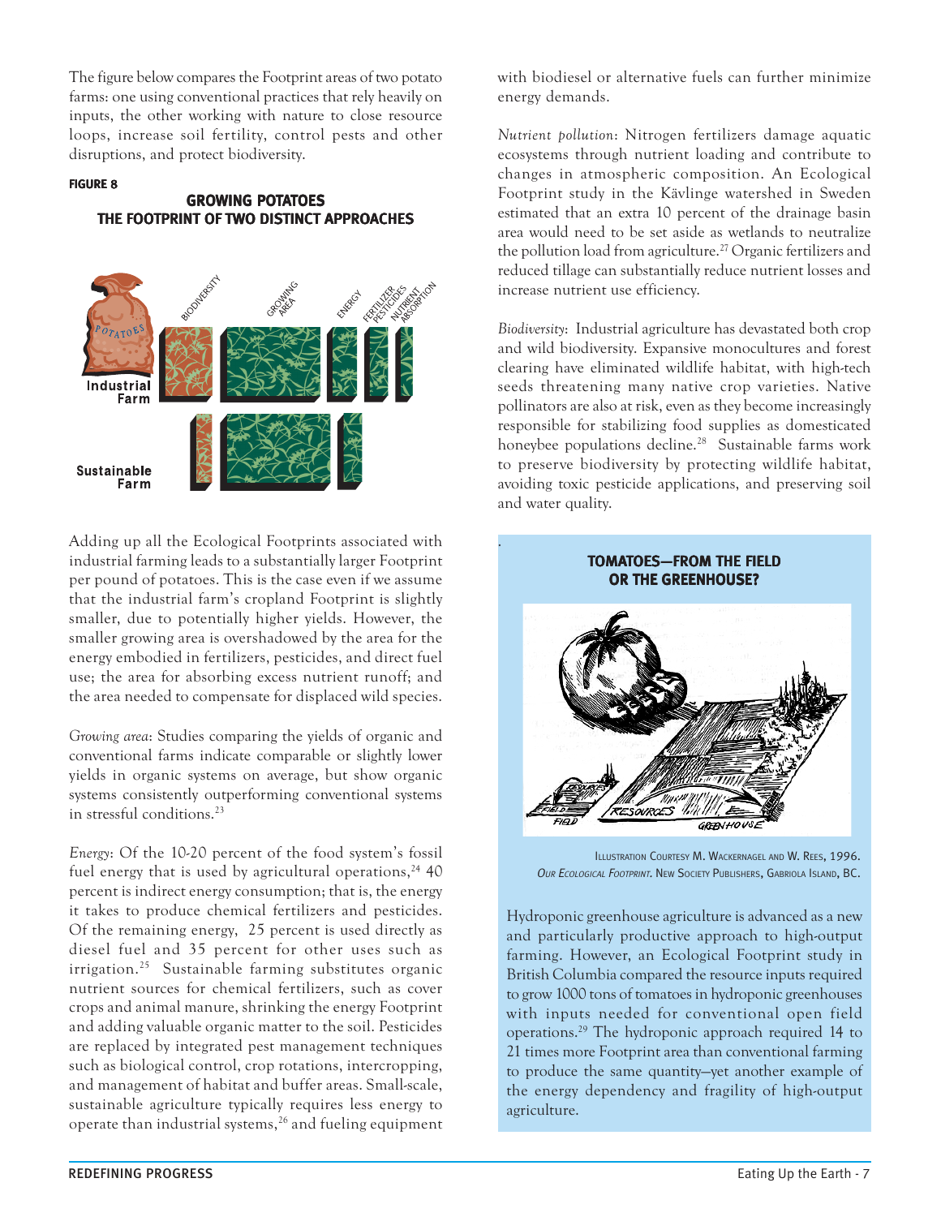The figure below compares the Footprint areas of two potato farms: one using conventional practices that rely heavily on inputs, the other working with nature to close resource loops, increase soil fertility, control pests and other disruptions, and protect biodiversity.

**FIGURE 8**

**GROWING POTATOES**
**THE FOOTPRINT OF TWO DISTINCT APPROACHES**

Adding up all the Ecological Footprints associated with industrial farming leads to a substantially larger Footprint per pound of potatoes. This is the case even if we assume that the industrial farm's cropland Footprint is slightly smaller, due to potentially higher yields. However, the smaller growing area is overshadowed by the area for the energy embodied in fertilizers, pesticides, and direct fuel use; the area for absorbing excess nutrient runoff; and the area needed to compensate for displaced wild species.

*Growing area*: Studies comparing the yields of organic and conventional farms indicate comparable or slightly lower yields in organic systems on average, but show organic systems consistently outperforming conventional systems in stressful conditions.[23]

*Energy*: Of the 10-20 percent of the food system's fossil fuel energy that is used by agricultural operations,[24] 40 percent is indirect energy consumption; that is, the energy it takes to produce chemical fertilizers and pesticides. Of the remaining energy, 25 percent is used directly as diesel fuel and 35 percent for other uses such as irrigation.[25] Sustainable farming substitutes organic nutrient sources for chemical fertilizers, such as cover crops and animal manure, shrinking the energy Footprint and adding valuable organic matter to the soil. Pesticides are replaced by integrated pest management techniques such as biological control, crop rotations, intercropping, and management of habitat and buffer areas. Small-scale, sustainable agriculture typically requires less energy to operate than industrial systems,[26] and fueling equipment with biodiesel or alternative fuels can further minimize energy demands.

*Nutrient pollution*: Nitrogen fertilizers damage aquatic ecosystems through nutrient loading and contribute to changes in atmospheric composition. An Ecological Footprint study in the Kävlinge watershed in Sweden estimated that an extra 10 percent of the drainage basin area would need to be set aside as wetlands to neutralize the pollution load from agriculture.[27] Organic fertilizers and reduced tillage can substantially reduce nutrient losses and increase nutrient use efficiency.

*Biodiversity*: Industrial agriculture has devastated both crop and wild biodiversity. Expansive monocultures and forest clearing have eliminated wildlife habitat, with high-tech seeds threatening many native crop varieties. Native pollinators are also at risk, even as they become increasingly responsible for stabilizing food supplies as domesticated honeybee populations decline.[28] Sustainable farms work to preserve biodiversity by protecting wildlife habitat, avoiding toxic pesticide applications, and preserving soil and water quality.

**TOMATOES—FROM THE FIELD OR THE GREENHOUSE?**

Illustration Courtesy M. Wackernagel and W. Rees, 1996. *Our Ecological Footprint*. New Society Publishers, Gabriola Island, BC.

Hydroponic greenhouse agriculture is advanced as a new and particularly productive approach to high-output farming. However, an Ecological Footprint study in British Columbia compared the resource inputs required to grow 1000 tons of tomatoes in hydroponic greenhouses with inputs needed for conventional open field operations.[29] The hydroponic approach required 14 to 21 times more Footprint area than conventional farming to produce the same quantity—yet another example of the energy dependency and fragility of high-output agriculture.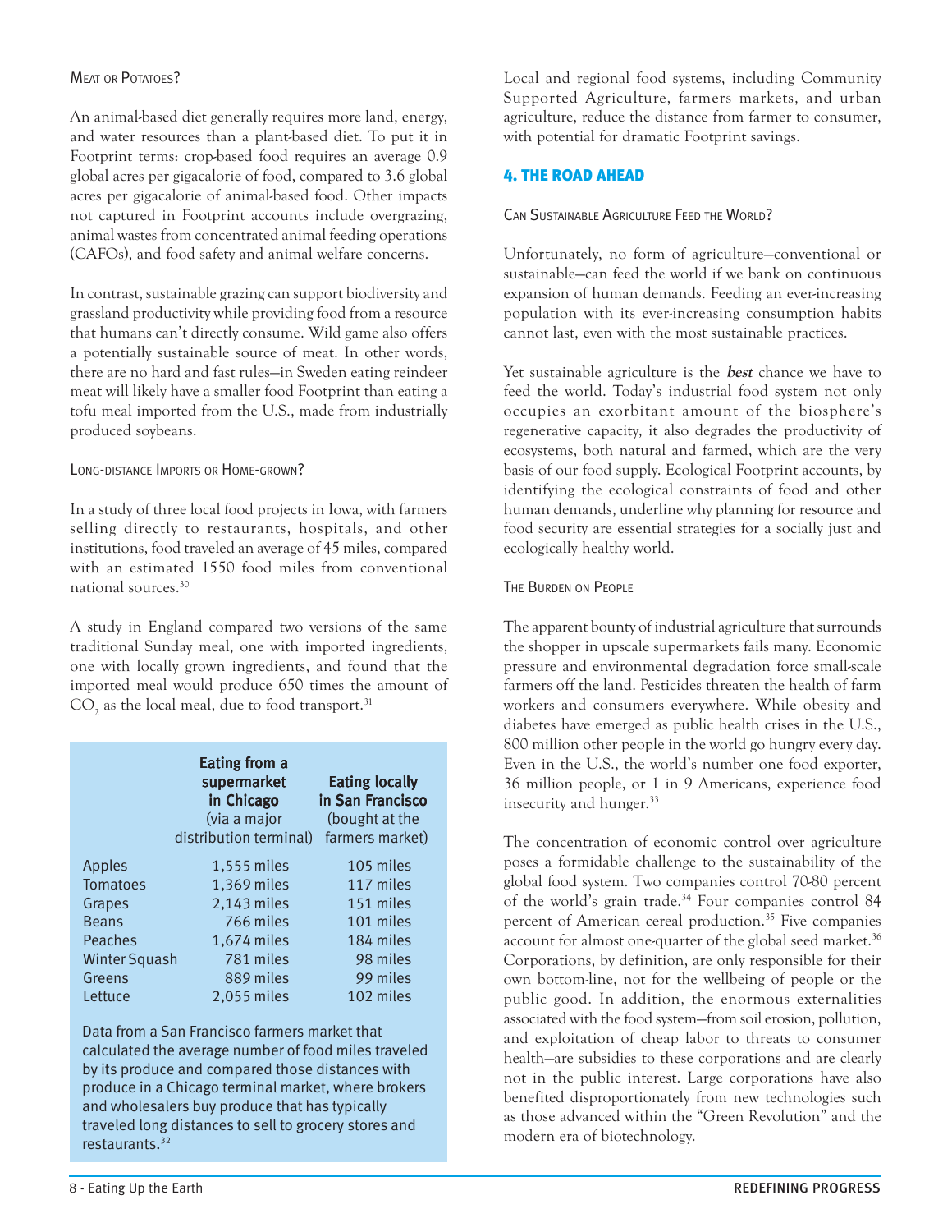### Meat or Potatoes?

An animal-based diet generally requires more land, energy, and water resources than a plant-based diet. To put it in Footprint terms: crop-based food requires an average 0.9 global acres per gigacalorie of food, compared to 3.6 global acres per gigacalorie of animal-based food. Other impacts not captured in Footprint accounts include overgrazing, animal wastes from concentrated animal feeding operations (CAFOs), and food safety and animal welfare concerns.

In contrast, sustainable grazing can support biodiversity and grassland productivity while providing food from a resource that humans can't directly consume. Wild game also offers a potentially sustainable source of meat. In other words, there are no hard and fast rules—in Sweden eating reindeer meat will likely have a smaller food Footprint than eating a tofu meal imported from the U.S., made from industrially produced soybeans.

### Long-distance Imports or Home-grown?

In a study of three local food projects in Iowa, with farmers selling directly to restaurants, hospitals, and other institutions, food traveled an average of 45 miles, compared with an estimated 1550 food miles from conventional national sources.[30]

A study in England compared two versions of the same traditional Sunday meal, one with imported ingredients, one with locally grown ingredients, and found that the imported meal would produce 650 times the amount of $CO_2$ as the local meal, due to food transport.[31]

| | **Eating from a supermarket in Chicago** (via a major distribution terminal) | **Eating locally in San Francisco** (bought at the farmers market) |
|---|---|---|
| Apples | 1,555 miles | 105 miles |
| Tomatoes | 1,369 miles | 117 miles |
| Grapes | 2,143 miles | 151 miles |
| Beans | 766 miles | 101 miles |
| Peaches | 1,674 miles | 184 miles |
| Winter Squash | 781 miles | 98 miles |
| Greens | 889 miles | 99 miles |
| Lettuce | 2,055 miles | 102 miles |

Data from a San Francisco farmers market that calculated the average number of food miles traveled by its produce and compared those distances with produce in a Chicago terminal market, where brokers and wholesalers buy produce that has typically traveled long distances to sell to grocery stores and restaurants.[32]

Local and regional food systems, including Community Supported Agriculture, farmers markets, and urban agriculture, reduce the distance from farmer to consumer, with potential for dramatic Footprint savings.

## 4. The Road Ahead

### Can Sustainable Agriculture Feed the World?

Unfortunately, no form of agriculture—conventional or sustainable—can feed the world if we bank on continuous expansion of human demands. Feeding an ever-increasing population with its ever-increasing consumption habits cannot last, even with the most sustainable practices.

Yet sustainable agriculture is the ***best*** chance we have to feed the world. Today's industrial food system not only occupies an exorbitant amount of the biosphere's regenerative capacity, it also degrades the productivity of ecosystems, both natural and farmed, which are the very basis of our food supply. Ecological Footprint accounts, by identifying the ecological constraints of food and other human demands, underline why planning for resource and food security are essential strategies for a socially just and ecologically healthy world.

### The Burden on People

The apparent bounty of industrial agriculture that surrounds the shopper in upscale supermarkets fails many. Economic pressure and environmental degradation force small-scale farmers off the land. Pesticides threaten the health of farm workers and consumers everywhere. While obesity and diabetes have emerged as public health crises in the U.S., 800 million other people in the world go hungry every day. Even in the U.S., the world's number one food exporter, 36 million people, or 1 in 9 Americans, experience food insecurity and hunger.[33]

The concentration of economic control over agriculture poses a formidable challenge to the sustainability of the global food system. Two companies control 70-80 percent of the world's grain trade.[34] Four companies control 84 percent of American cereal production.[35] Five companies account for almost one-quarter of the global seed market.[36] Corporations, by definition, are only responsible for their own bottom-line, not for the wellbeing of people or the public good. In addition, the enormous externalities associated with the food system—from soil erosion, pollution, and exploitation of cheap labor to threats to consumer health—are subsidies to these corporations and are clearly not in the public interest. Large corporations have also benefited disproportionately from new technologies such as those advanced within the "Green Revolution" and the modern era of biotechnology.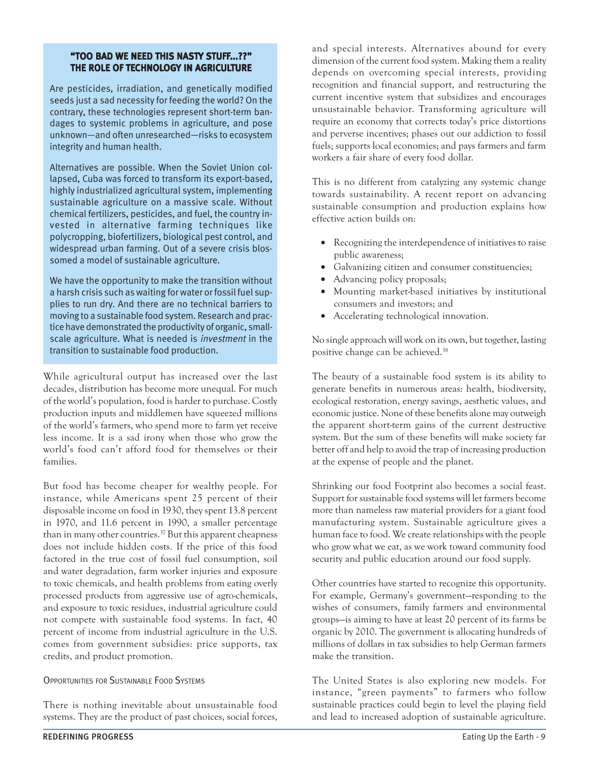### "TOO BAD WE NEED THIS NASTY STUFF...??" THE ROLE OF TECHNOLOGY IN AGRICULTURE

Are pesticides, irradiation, and genetically modified seeds just a sad necessity for feeding the world? On the contrary, these technologies represent short-term bandages to systemic problems in agriculture, and pose unknown—and often unresearched—risks to ecosystem integrity and human health.

Alternatives are possible. When the Soviet Union collapsed, Cuba was forced to transform its export-based, highly industrialized agricultural system, implementing sustainable agriculture on a massive scale. Without chemical fertilizers, pesticides, and fuel, the country invested in alternative farming techniques like polycropping, biofertilizers, biological pest control, and widespread urban farming. Out of a severe crisis blossomed a model of sustainable agriculture.

We have the opportunity to make the transition without a harsh crisis such as waiting for water or fossil fuel supplies to run dry. And there are no technical barriers to moving to a sustainable food system. Research and practice have demonstrated the productivity of organic, small-scale agriculture. What is needed is *investment* in the transition to sustainable food production.

While agricultural output has increased over the last decades, distribution has become more unequal. For much of the world's population, food is harder to purchase. Costly production inputs and middlemen have squeezed millions of the world's farmers, who spend more to farm yet receive less income. It is a sad irony when those who grow the world's food can't afford food for themselves or their families.

But food has become cheaper for wealthy people. For instance, while Americans spent 25 percent of their disposable income on food in 1930, they spent 13.8 percent in 1970, and 11.6 percent in 1990, a smaller percentage than in many other countries.[37] But this apparent cheapness does not include hidden costs. If the price of this food factored in the true cost of fossil fuel consumption, soil and water degradation, farm worker injuries and exposure to toxic chemicals, and health problems from eating overly processed products from aggressive use of agro-chemicals, and exposure to toxic residues, industrial agriculture could not compete with sustainable food systems. In fact, 40 percent of income from industrial agriculture in the U.S. comes from government subsidies: price supports, tax credits, and product promotion.

## Opportunities for Sustainable Food Systems

There is nothing inevitable about unsustainable food systems. They are the product of past choices, social forces, and special interests. Alternatives abound for every dimension of the current food system. Making them a reality depends on overcoming special interests, providing recognition and financial support, and restructuring the current incentive system that subsidizes and encourages unsustainable behavior. Transforming agriculture will require an economy that corrects today's price distortions and perverse incentives; phases out our addiction to fossil fuels; supports local economies; and pays farmers and farm workers a fair share of every food dollar.

This is no different from catalyzing any systemic change towards sustainability. A recent report on advancing sustainable consumption and production explains how effective action builds on:

- Recognizing the interdependence of initiatives to raise public awareness;
- Galvanizing citizen and consumer constituencies;
- Advancing policy proposals;
- Mounting market-based initiatives by institutional consumers and investors; and
- Accelerating technological innovation.

No single approach will work on its own, but together, lasting positive change can be achieved.[38]

The beauty of a sustainable food system is its ability to generate benefits in numerous areas: health, biodiversity, ecological restoration, energy savings, aesthetic values, and economic justice. None of these benefits alone may outweigh the apparent short-term gains of the current destructive system. But the sum of these benefits will make society far better off and help to avoid the trap of increasing production at the expense of people and the planet.

Shrinking our food Footprint also becomes a social feast. Support for sustainable food systems will let farmers become more than nameless raw material providers for a giant food manufacturing system. Sustainable agriculture gives a human face to food. We create relationships with the people who grow what we eat, as we work toward community food security and public education around our food supply.

Other countries have started to recognize this opportunity. For example, Germany's government—responding to the wishes of consumers, family farmers and environmental groups—is aiming to have at least 20 percent of its farms be organic by 2010. The government is allocating hundreds of millions of dollars in tax subsidies to help German farmers make the transition.

The United States is also exploring new models. For instance, "green payments" to farmers who follow sustainable practices could begin to level the playing field and lead to increased adoption of sustainable agriculture.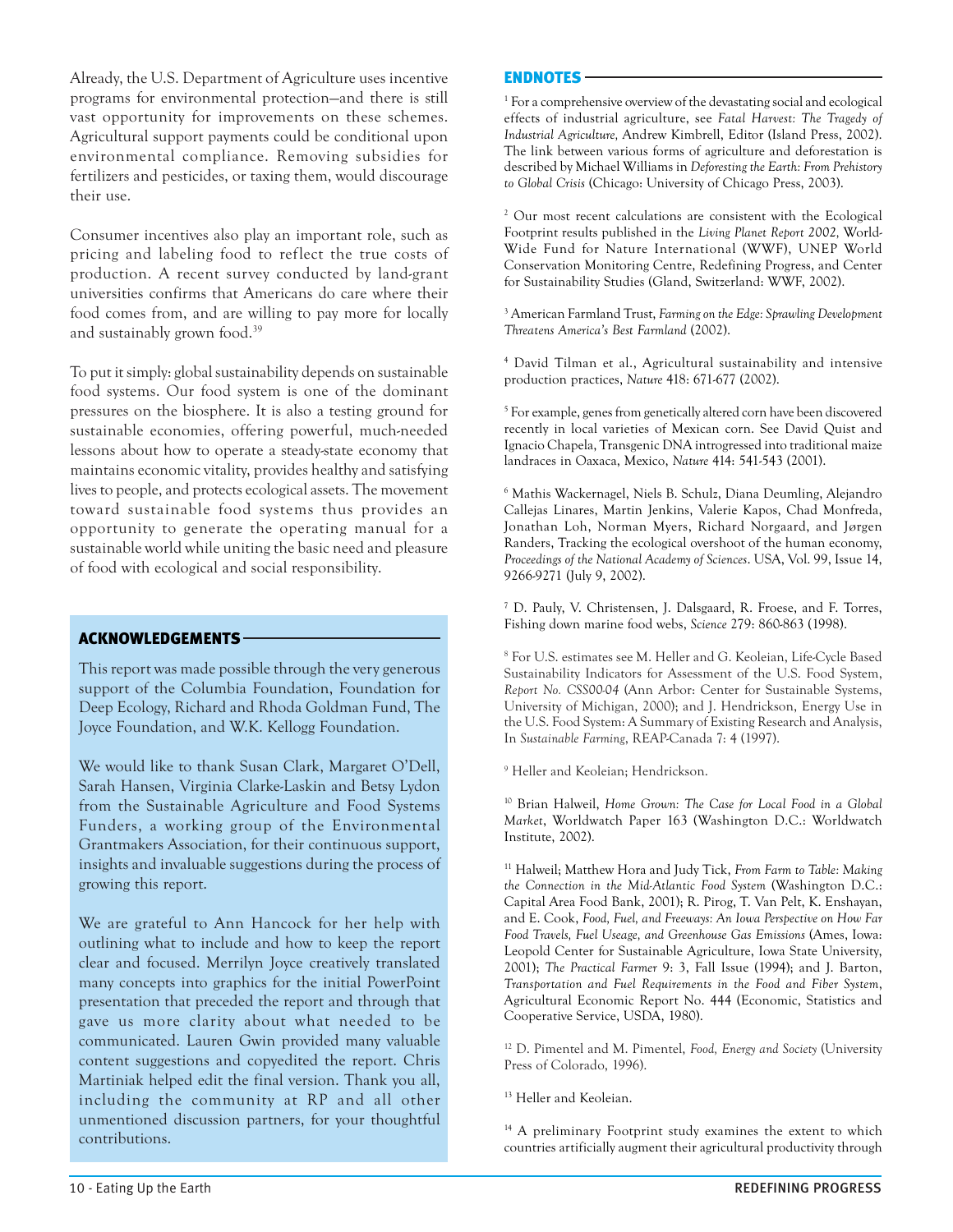Already, the U.S. Department of Agriculture uses incentive programs for environmental protection—and there is still vast opportunity for improvements on these schemes. Agricultural support payments could be conditional upon environmental compliance. Removing subsidies for fertilizers and pesticides, or taxing them, would discourage their use.

Consumer incentives also play an important role, such as pricing and labeling food to reflect the true costs of production. A recent survey conducted by land-grant universities confirms that Americans do care where their food comes from, and are willing to pay more for locally and sustainably grown food.[39]

To put it simply: global sustainability depends on sustainable food systems. Our food system is one of the dominant pressures on the biosphere. It is also a testing ground for sustainable economies, offering powerful, much-needed lessons about how to operate a steady-state economy that maintains economic vitality, provides healthy and satisfying lives to people, and protects ecological assets. The movement toward sustainable food systems thus provides an opportunity to generate the operating manual for a sustainable world while uniting the basic need and pleasure of food with ecological and social responsibility.

## ACKNOWLEDGEMENTS

This report was made possible through the very generous support of the Columbia Foundation, Foundation for Deep Ecology, Richard and Rhoda Goldman Fund, The Joyce Foundation, and W.K. Kellogg Foundation.

We would like to thank Susan Clark, Margaret O'Dell, Sarah Hansen, Virginia Clarke-Laskin and Betsy Lydon from the Sustainable Agriculture and Food Systems Funders, a working group of the Environmental Grantmakers Association, for their continuous support, insights and invaluable suggestions during the process of growing this report.

We are grateful to Ann Hancock for her help with outlining what to include and how to keep the report clear and focused. Merrilyn Joyce creatively translated many concepts into graphics for the initial PowerPoint presentation that preceded the report and through that gave us more clarity about what needed to be communicated. Lauren Gwin provided many valuable content suggestions and copyedited the report. Chris Martiniak helped edit the final version. Thank you all, including the community at RP and all other unmentioned discussion partners, for your thoughtful contributions.

## ENDNOTES

[1] For a comprehensive overview of the devastating social and ecological effects of industrial agriculture, see *Fatal Harvest: The Tragedy of Industrial Agriculture,* Andrew Kimbrell, Editor (Island Press, 2002). The link between various forms of agriculture and deforestation is described by Michael Williams in *Deforesting the Earth: From Prehistory to Global Crisis* (Chicago: University of Chicago Press, 2003).

[2] Our most recent calculations are consistent with the Ecological Footprint results published in the *Living Planet Report 2002,* World-Wide Fund for Nature International (WWF), UNEP World Conservation Monitoring Centre, Redefining Progress, and Center for Sustainability Studies (Gland, Switzerland: WWF, 2002).

[3] American Farmland Trust, *Farming on the Edge: Sprawling Development Threatens America's Best Farmland* (2002).

[4] David Tilman et al., Agricultural sustainability and intensive production practices, *Nature* 418: 671-677 (2002).

[5] For example, genes from genetically altered corn have been discovered recently in local varieties of Mexican corn. See David Quist and Ignacio Chapela, Transgenic DNA introgressed into traditional maize landraces in Oaxaca, Mexico, *Nature* 414: 541-543 (2001).

[6] Mathis Wackernagel, Niels B. Schulz, Diana Deumling, Alejandro Callejas Linares, Martin Jenkins, Valerie Kapos, Chad Monfreda, Jonathan Loh, Norman Myers, Richard Norgaard, and Jørgen Randers, Tracking the ecological overshoot of the human economy, *Proceedings of the National Academy of Sciences*. USA, Vol. 99, Issue 14, 9266-9271 (July 9, 2002).

[7] D. Pauly, V. Christensen, J. Dalsgaard, R. Froese, and F. Torres, Fishing down marine food webs, *Science* 279: 860-863 (1998).

[8] For U.S. estimates see M. Heller and G. Keoleian, Life-Cycle Based Sustainability Indicators for Assessment of the U.S. Food System, *Report No. CSS00-04* (Ann Arbor: Center for Sustainable Systems, University of Michigan, 2000); and J. Hendrickson, Energy Use in the U.S. Food System: A Summary of Existing Research and Analysis, In *Sustainable Farming*, REAP-Canada 7: 4 (1997).

[9] Heller and Keoleian; Hendrickson.

[10] Brian Halweil, *Home Grown: The Case for Local Food in a Global Market*, Worldwatch Paper 163 (Washington D.C.: Worldwatch Institute, 2002).

[11] Halweil; Matthew Hora and Judy Tick, *From Farm to Table: Making the Connection in the Mid-Atlantic Food System* (Washington D.C.: Capital Area Food Bank, 2001); R. Pirog, T. Van Pelt, K. Enshayan, and E. Cook, *Food, Fuel, and Freeways: An Iowa Perspective on How Far Food Travels, Fuel Useage, and Greenhouse Gas Emissions* (Ames, Iowa: Leopold Center for Sustainable Agriculture, Iowa State University, 2001); *The Practical Farmer* 9: 3, Fall Issue (1994); and J. Barton, *Transportation and Fuel Requirements in the Food and Fiber System*, Agricultural Economic Report No. 444 (Economic, Statistics and Cooperative Service, USDA, 1980).

[12] D. Pimentel and M. Pimentel, *Food, Energy and Society* (University Press of Colorado, 1996).

[13] Heller and Keoleian.

[14] A preliminary Footprint study examines the extent to which countries artificially augment their agricultural productivity through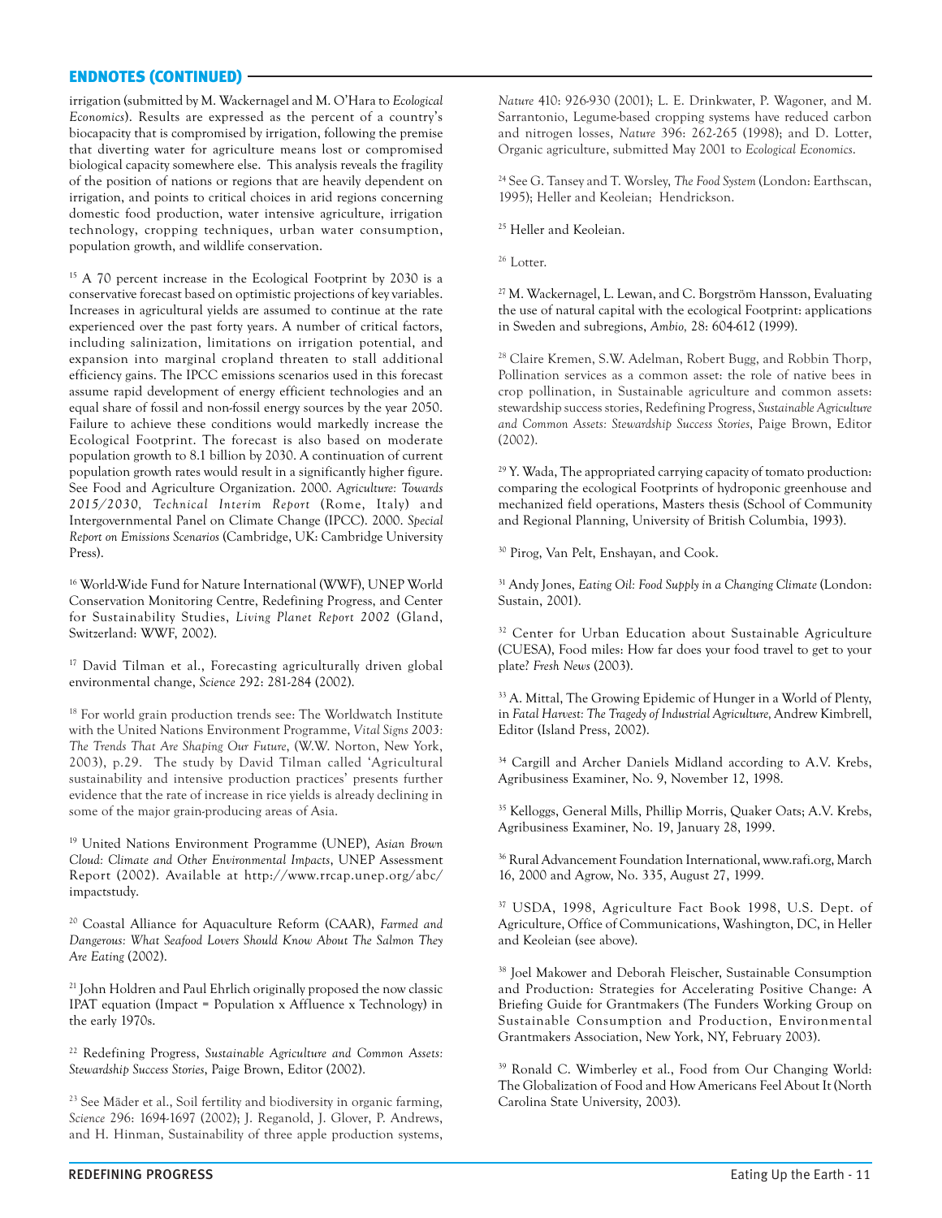## ENDNOTES (CONTINUED)

irrigation (submitted by M. Wackernagel and M. O'Hara to *Ecological Economics*). Results are expressed as the percent of a country's biocapacity that is compromised by irrigation, following the premise that diverting water for agriculture means lost or compromised biological capacity somewhere else. This analysis reveals the fragility of the position of nations or regions that are heavily dependent on irrigation, and points to critical choices in arid regions concerning domestic food production, water intensive agriculture, irrigation technology, cropping techniques, urban water consumption, population growth, and wildlife conservation.

[15] A 70 percent increase in the Ecological Footprint by 2030 is a conservative forecast based on optimistic projections of key variables. Increases in agricultural yields are assumed to continue at the rate experienced over the past forty years. A number of critical factors, including salinization, limitations on irrigation potential, and expansion into marginal cropland threaten to stall additional efficiency gains. The IPCC emissions scenarios used in this forecast assume rapid development of energy efficient technologies and an equal share of fossil and non-fossil energy sources by the year 2050. Failure to achieve these conditions would markedly increase the Ecological Footprint. The forecast is also based on moderate population growth to 8.1 billion by 2030. A continuation of current population growth rates would result in a significantly higher figure. See Food and Agriculture Organization. 2000. *Agriculture: Towards 2015/2030, Technical Interim Report* (Rome, Italy) and Intergovernmental Panel on Climate Change (IPCC). 2000. *Special Report on Emissions Scenarios* (Cambridge, UK: Cambridge University Press).

[16] World-Wide Fund for Nature International (WWF), UNEP World Conservation Monitoring Centre, Redefining Progress, and Center for Sustainability Studies, *Living Planet Report 2002* (Gland, Switzerland: WWF, 2002).

[17] David Tilman et al., Forecasting agriculturally driven global environmental change, *Science* 292: 281-284 (2002).

[18] For world grain production trends see: The Worldwatch Institute with the United Nations Environment Programme, *Vital Signs 2003: The Trends That Are Shaping Our Future*, (W.W. Norton, New York, 2003), p.29. The study by David Tilman called 'Agricultural sustainability and intensive production practices' presents further evidence that the rate of increase in rice yields is already declining in some of the major grain-producing areas of Asia.

[19] United Nations Environment Programme (UNEP), *Asian Brown Cloud: Climate and Other Environmental Impacts*, UNEP Assessment Report (2002). Available at http://www.rrcap.unep.org/abc/impactstudy.

[20] Coastal Alliance for Aquaculture Reform (CAAR), *Farmed and Dangerous: What Seafood Lovers Should Know About The Salmon They Are Eating* (2002).

[21] John Holdren and Paul Ehrlich originally proposed the now classic IPAT equation (Impact = Population x Affluence x Technology) in the early 1970s.

[22] Redefining Progress, *Sustainable Agriculture and Common Assets: Stewardship Success Stories*, Paige Brown, Editor (2002).

[23] See Mäder et al., Soil fertility and biodiversity in organic farming, *Science* 296: 1694-1697 (2002); J. Reganold, J. Glover, P. Andrews, and H. Hinman, Sustainability of three apple production systems, *Nature* 410: 926-930 (2001); L. E. Drinkwater, P. Wagoner, and M. Sarrantonio, Legume-based cropping systems have reduced carbon and nitrogen losses, *Nature* 396: 262-265 (1998); and D. Lotter, Organic agriculture, submitted May 2001 to *Ecological Economics*.

[24] See G. Tansey and T. Worsley, *The Food System* (London: Earthscan, 1995); Heller and Keoleian; Hendrickson.

[25] Heller and Keoleian.

[26] Lotter.

[27] M. Wackernagel, L. Lewan, and C. Borgström Hansson, Evaluating the use of natural capital with the ecological Footprint: applications in Sweden and subregions, *Ambio*, 28: 604-612 (1999).

[28] Claire Kremen, S.W. Adelman, Robert Bugg, and Robbin Thorp, Pollination services as a common asset: the role of native bees in crop pollination, in Sustainable agriculture and common assets: stewardship success stories, Redefining Progress, *Sustainable Agriculture and Common Assets: Stewardship Success Stories*, Paige Brown, Editor (2002).

[29] Y. Wada, The appropriated carrying capacity of tomato production: comparing the ecological Footprints of hydroponic greenhouse and mechanized field operations, Masters thesis (School of Community and Regional Planning, University of British Columbia, 1993).

[30] Pirog, Van Pelt, Enshayan, and Cook.

[31] Andy Jones, *Eating Oil: Food Supply in a Changing Climate* (London: Sustain, 2001).

[32] Center for Urban Education about Sustainable Agriculture (CUESA), Food miles: How far does your food travel to get to your plate? *Fresh News* (2003).

[33] A. Mittal, The Growing Epidemic of Hunger in a World of Plenty, in *Fatal Harvest: The Tragedy of Industrial Agriculture*, Andrew Kimbrell, Editor (Island Press, 2002).

[34] Cargill and Archer Daniels Midland according to A.V. Krebs, Agribusiness Examiner, No. 9, November 12, 1998.

[35] Kelloggs, General Mills, Phillip Morris, Quaker Oats; A.V. Krebs, Agribusiness Examiner, No. 19, January 28, 1999.

[36] Rural Advancement Foundation International, www.rafi.org, March 16, 2000 and Agrow, No. 335, August 27, 1999.

[37] USDA, 1998, Agriculture Fact Book 1998, U.S. Dept. of Agriculture, Office of Communications, Washington, DC, in Heller and Keoleian (see above).

[38] Joel Makower and Deborah Fleischer, Sustainable Consumption and Production: Strategies for Accelerating Positive Change: A Briefing Guide for Grantmakers (The Funders Working Group on Sustainable Consumption and Production, Environmental Grantmakers Association, New York, NY, February 2003).

[39] Ronald C. Wimberley et al., Food from Our Changing World: The Globalization of Food and How Americans Feel About It (North Carolina State University, 2003).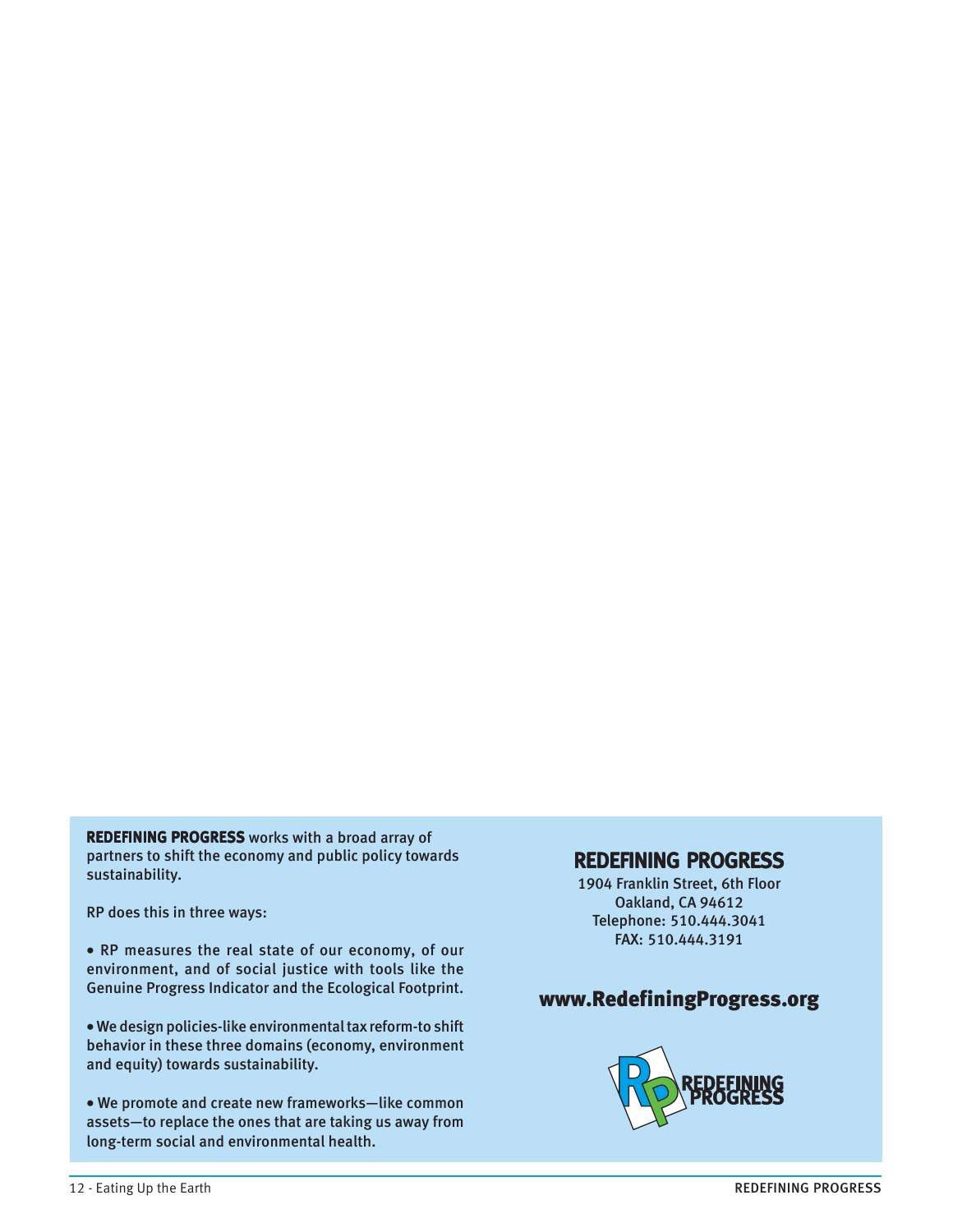**REDEFINING PROGRESS** works with a broad array of partners to shift the economy and public policy towards sustainability.

RP does this in three ways:

- RP measures the real state of our economy, of our environment, and of social justice with tools like the Genuine Progress Indicator and the Ecological Footprint.

- We design policies-like environmental tax reform-to shift behavior in these three domains (economy, environment and equity) towards sustainability.

- We promote and create new frameworks—like common assets—to replace the ones that are taking us away from long-term social and environmental health.

## REDEFINING PROGRESS

1904 Franklin Street, 6th Floor
Oakland, CA 94612
Telephone: 510.444.3041
FAX: 510.444.3191

**www.RedefiningProgress.org**

RP REDEFINING PROGRESS